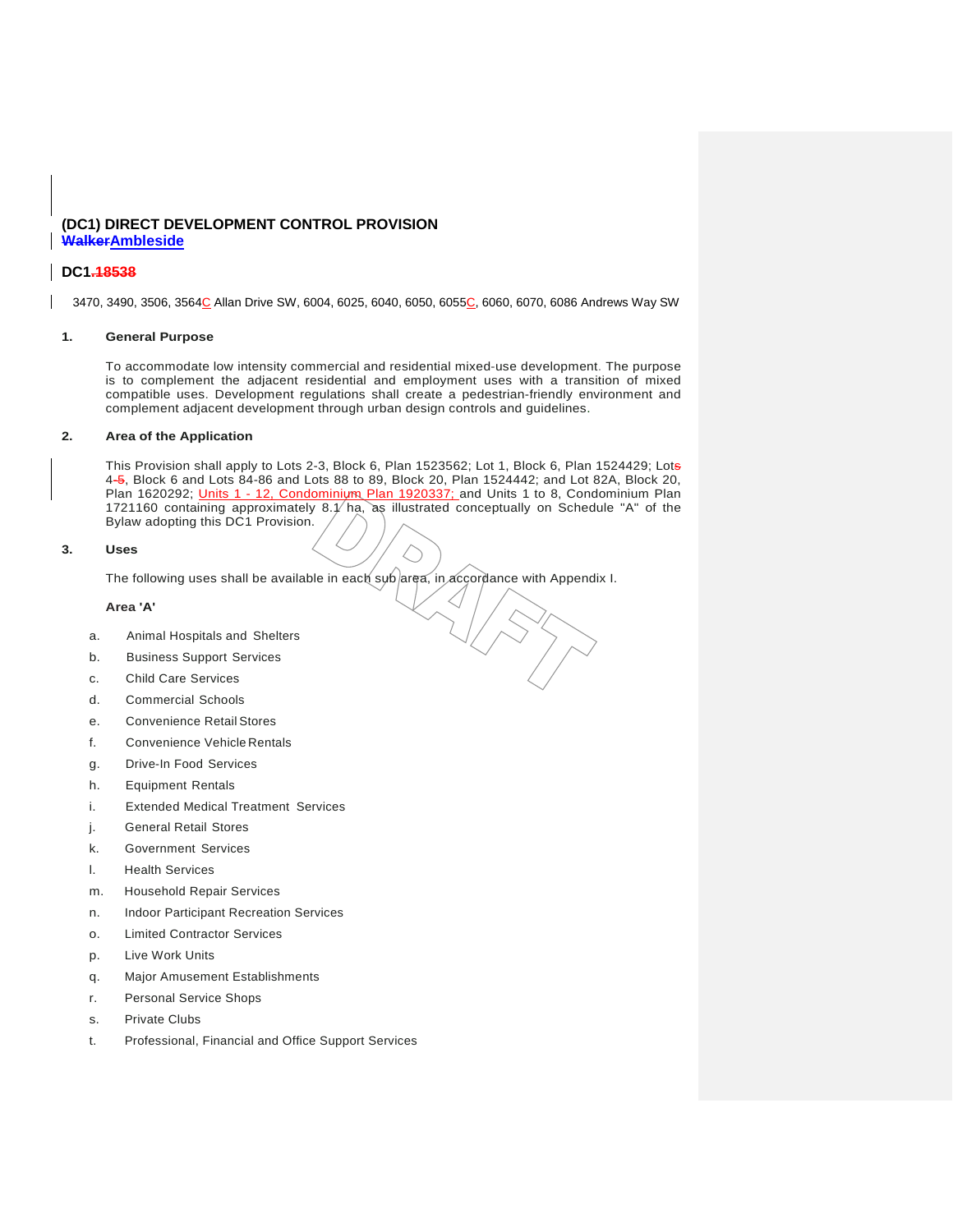**(DC1) DIRECT DEVELOPMENT CONTROL PROVISION**
**~~Walker~~Ambleside**

**DC1.~~18538~~**

3470, 3490, 3506, 3564C Allan Drive SW, 6004, 6025, 6040, 6050, 6055C, 6060, 6070, 6086 Andrews Way SW

**1. General Purpose**

To accommodate low intensity commercial and residential mixed-use development. The purpose is to complement the adjacent residential and employment uses with a transition of mixed compatible uses. Development regulations shall create a pedestrian-friendly environment and complement adjacent development through urban design controls and guidelines.

**2. Area of the Application**

This Provision shall apply to Lots 2-3, Block 6, Plan 1523562; Lot 1, Block 6, Plan 1524429; Lot~~s~~ 4~~-5~~, Block 6 and Lots 84-86 and Lots 88 to 89, Block 20, Plan 1524442; and Lot 82A, Block 20, Plan 1620292; Units 1 - 12, Condominium Plan 1920337; and Units 1 to 8, Condominium Plan 1721160 containing approximately 8.1 ha, as illustrated conceptually on Schedule "A" of the Bylaw adopting this DC1 Provision.

**3. Uses**

The following uses shall be available in each sub area, in accordance with Appendix I.

**Area 'A'**

a. Animal Hospitals and Shelters
b. Business Support Services
c. Child Care Services
d. Commercial Schools
e. Convenience Retail Stores
f. Convenience Vehicle Rentals
g. Drive-In Food Services
h. Equipment Rentals
i. Extended Medical Treatment Services
j. General Retail Stores
k. Government Services
l. Health Services
m. Household Repair Services
n. Indoor Participant Recreation Services
o. Limited Contractor Services
p. Live Work Units
q. Major Amusement Establishments
r. Personal Service Shops
s. Private Clubs
t. Professional, Financial and Office Support Services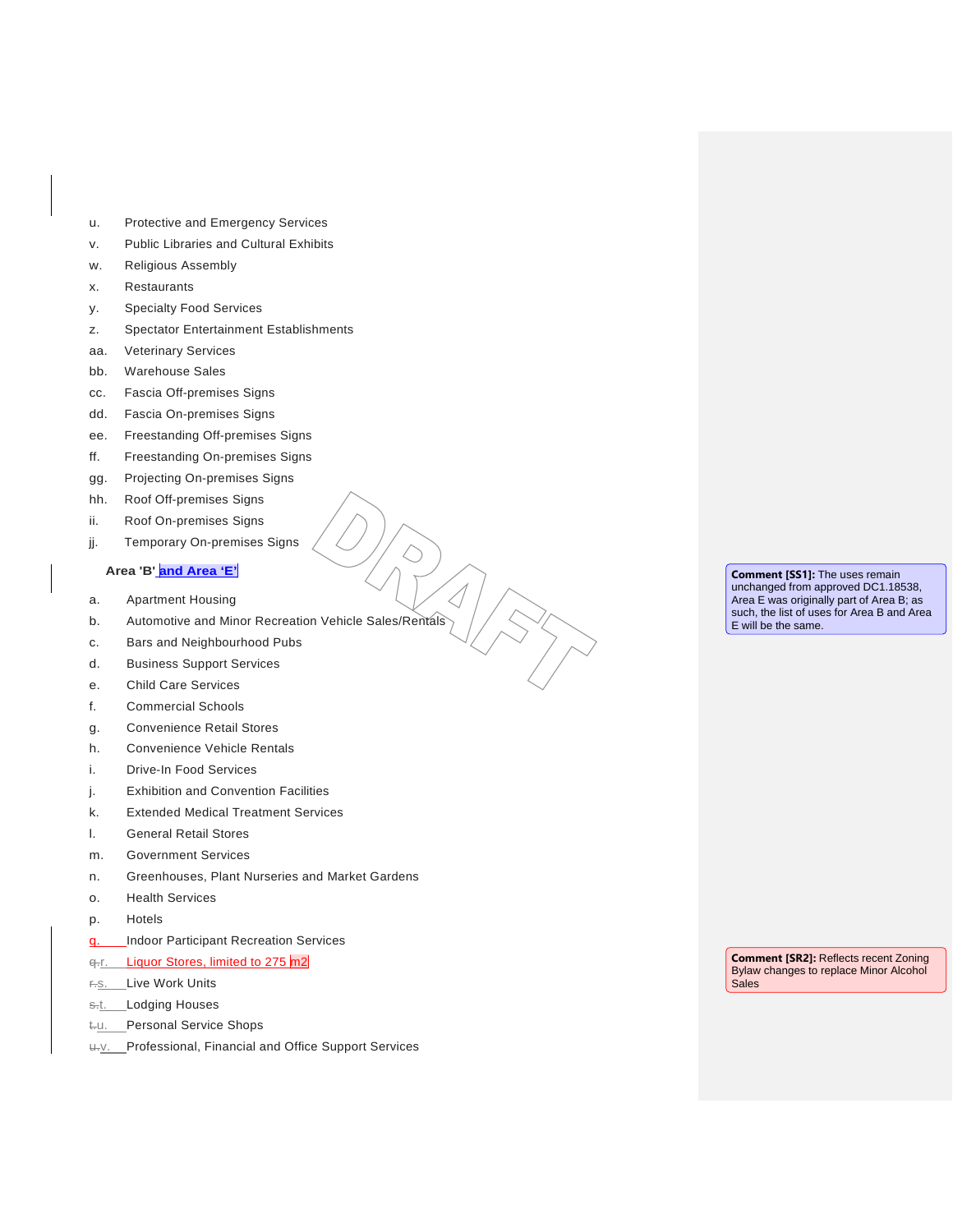u. Protective and Emergency Services

v. Public Libraries and Cultural Exhibits

w. Religious Assembly

x. Restaurants

y. Specialty Food Services

z. Spectator Entertainment Establishments

aa. Veterinary Services

bb. Warehouse Sales

cc. Fascia Off-premises Signs

dd. Fascia On-premises Signs

ee. Freestanding Off-premises Signs

ff. Freestanding On-premises Signs

gg. Projecting On-premises Signs

hh. Roof Off-premises Signs

ii. Roof On-premises Signs

jj. Temporary On-premises Signs

**Area 'B' and Area 'E'**

a. Apartment Housing

b. Automotive and Minor Recreation Vehicle Sales/Rentals

c. Bars and Neighbourhood Pubs

d. Business Support Services

e. Child Care Services

f. Commercial Schools

g. Convenience Retail Stores

h. Convenience Vehicle Rentals

i. Drive-In Food Services

j. Exhibition and Convention Facilities

k. Extended Medical Treatment Services

l. General Retail Stores

m. Government Services

n. Greenhouses, Plant Nurseries and Market Gardens

o. Health Services

p. Hotels

q. Indoor Participant Recreation Services

~~q.~~ r. Liquor Stores, limited to 275 m2

~~r.~~ s. Live Work Units

~~s.~~ t. Lodging Houses

~~t.~~ u. Personal Service Shops

~~u.~~ v. Professional, Financial and Office Support Services

**Comment [SS1]:** The uses remain unchanged from approved DC1.18538, Area E was originally part of Area B; as such, the list of uses for Area B and Area E will be the same.

**Comment [SR2]:** Reflects recent Zoning Bylaw changes to replace Minor Alcohol Sales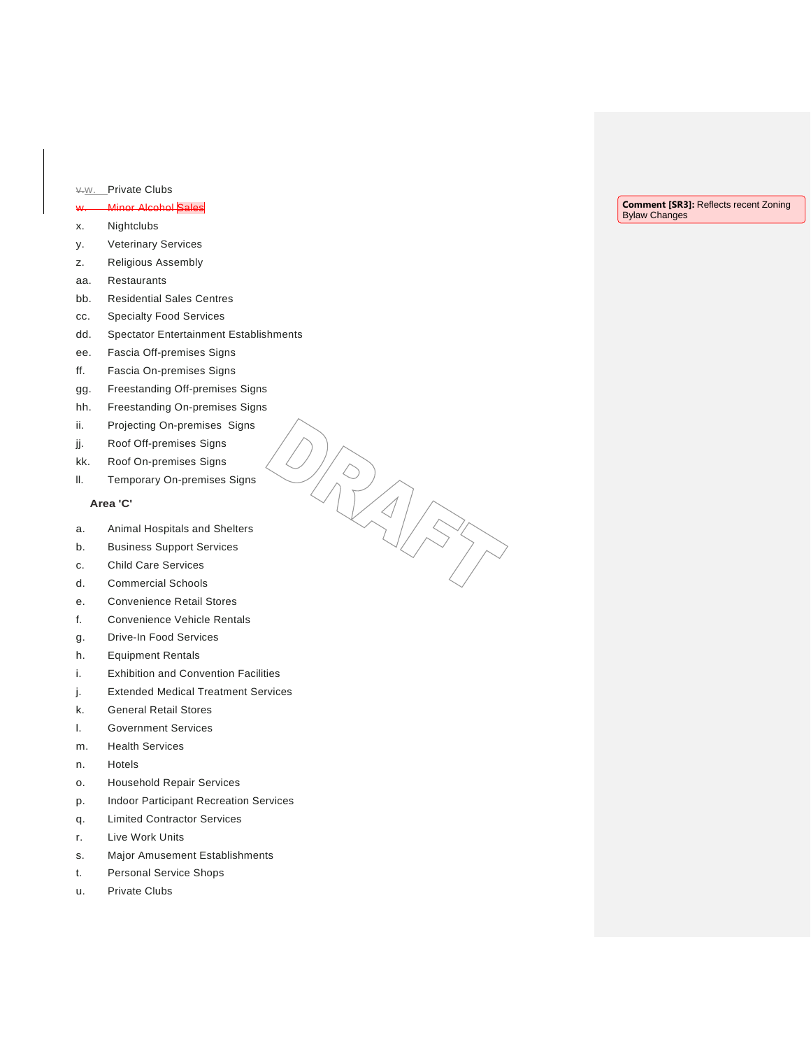~~v.~~w. Private Clubs

~~w. Minor Alcohol Sales~~

x. Nightclubs

y. Veterinary Services

z. Religious Assembly

aa. Restaurants

bb. Residential Sales Centres

cc. Specialty Food Services

dd. Spectator Entertainment Establishments

ee. Fascia Off-premises Signs

ff. Fascia On-premises Signs

gg. Freestanding Off-premises Signs

hh. Freestanding On-premises Signs

ii. Projecting On-premises Signs

jj. Roof Off-premises Signs

kk. Roof On-premises Signs

ll. Temporary On-premises Signs

**Area 'C'**

a. Animal Hospitals and Shelters

b. Business Support Services

c. Child Care Services

d. Commercial Schools

e. Convenience Retail Stores

f. Convenience Vehicle Rentals

g. Drive-In Food Services

h. Equipment Rentals

i. Exhibition and Convention Facilities

j. Extended Medical Treatment Services

k. General Retail Stores

l. Government Services

m. Health Services

n. Hotels

o. Household Repair Services

p. Indoor Participant Recreation Services

q. Limited Contractor Services

r. Live Work Units

s. Major Amusement Establishments

t. Personal Service Shops

u. Private Clubs

**Comment [SR3]:** Reflects recent Zoning Bylaw Changes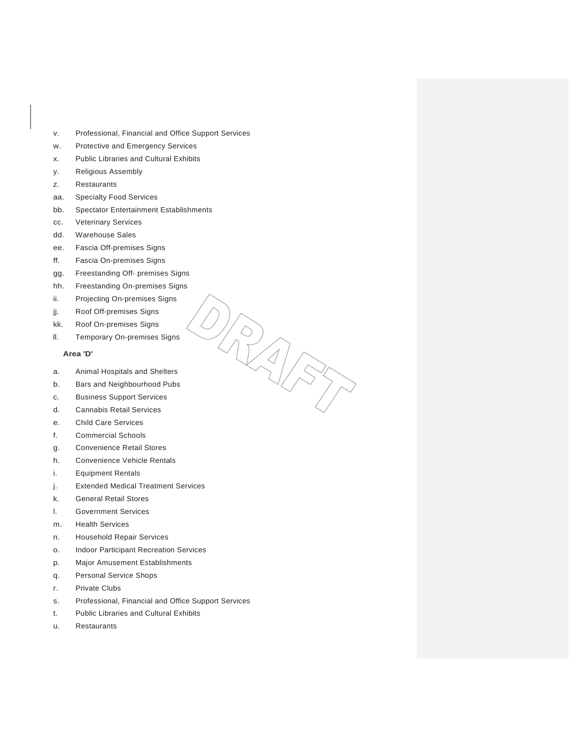v. Professional, Financial and Office Support Services

w. Protective and Emergency Services

x. Public Libraries and Cultural Exhibits

y. Religious Assembly

z. Restaurants

aa. Specialty Food Services

bb. Spectator Entertainment Establishments

cc. Veterinary Services

dd. Warehouse Sales

ee. Fascia Off-premises Signs

ff. Fascia On-premises Signs

gg. Freestanding Off- premises Signs

hh. Freestanding On-premises Signs

ii. Projecting On-premises Signs

jj. Roof Off-premises Signs

kk. Roof On-premises Signs

ll. Temporary On-premises Signs

**Area 'D'**

a. Animal Hospitals and Shelters

b. Bars and Neighbourhood Pubs

c. Business Support Services

d. Cannabis Retail Services

e. Child Care Services

f. Commercial Schools

g. Convenience Retail Stores

h. Convenience Vehicle Rentals

i. Equipment Rentals

j. Extended Medical Treatment Services

k. General Retail Stores

l. Government Services

m. Health Services

n. Household Repair Services

o. Indoor Participant Recreation Services

p. Major Amusement Establishments

q. Personal Service Shops

r. Private Clubs

s. Professional, Financial and Office Support Services

t. Public Libraries and Cultural Exhibits

u. Restaurants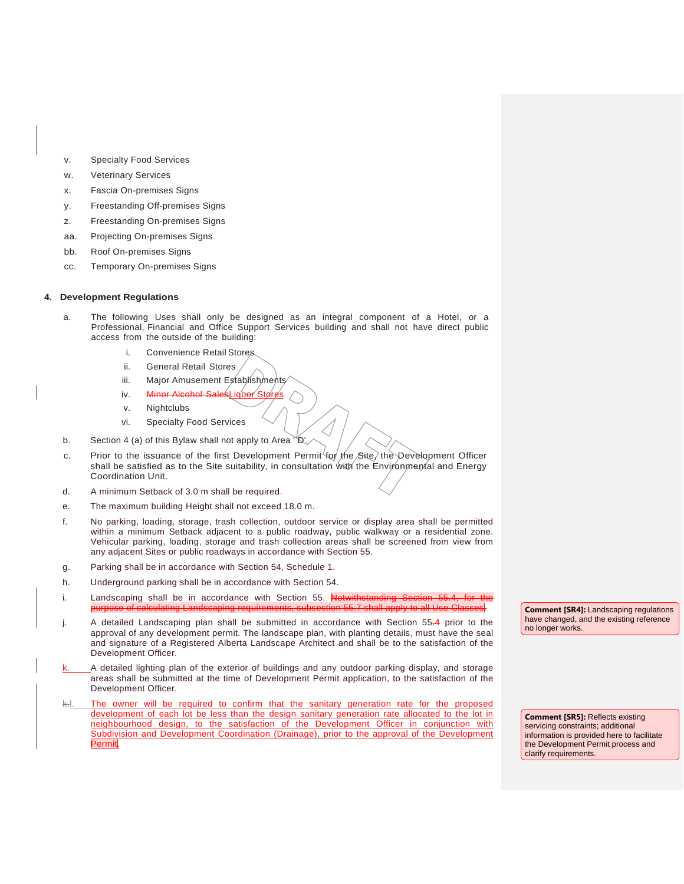v. Specialty Food Services

w. Veterinary Services

x. Fascia On-premises Signs

y. Freestanding Off-premises Signs

z. Freestanding On-premises Signs

aa. Projecting On-premises Signs

bb. Roof On-premises Signs

cc. Temporary On-premises Signs

**4. Development Regulations**

a. The following Uses shall only be designed as an integral component of a Hotel, or a Professional, Financial and Office Support Services building and shall not have direct public access from the outside of the building:

   i. Convenience Retail Stores

   ii. General Retail Stores

   iii. Major Amusement Establishments

   iv. ~~Minor Alcohol Sales~~Liquor Stores

   v. Nightclubs

   vi. Specialty Food Services

b. Section 4 (a) of this Bylaw shall not apply to Area 'D'.

c. Prior to the issuance of the first Development Permit for the Site, the Development Officer shall be satisfied as to the Site suitability, in consultation with the Environmental and Energy Coordination Unit.

d. A minimum Setback of 3.0 m shall be required.

e. The maximum building Height shall not exceed 18.0 m.

f. No parking, loading, storage, trash collection, outdoor service or display area shall be permitted within a minimum Setback adjacent to a public roadway, public walkway or a residential zone. Vehicular parking, loading, storage and trash collection areas shall be screened from view from any adjacent Sites or public roadways in accordance with Section 55.

g. Parking shall be in accordance with Section 54, Schedule 1.

h. Underground parking shall be in accordance with Section 54.

i. Landscaping shall be in accordance with Section 55. ~~Notwithstanding Section 55.4, for the purpose of calculating Landscaping requirements, subsection 55.7 shall apply to all Use Classes.~~

j. A detailed Landscaping plan shall be submitted in accordance with Section 55~~.4~~ prior to the approval of any development permit. The landscape plan, with planting details, must have the seal and signature of a Registered Alberta Landscape Architect and shall be to the satisfaction of the Development Officer.

k. A detailed lighting plan of the exterior of buildings and any outdoor parking display, and storage areas shall be submitted at the time of Development Permit application, to the satisfaction of the Development Officer.

~~k.~~l. The owner will be required to confirm that the sanitary generation rate for the proposed development of each lot be less than the design sanitary generation rate allocated to the lot in neighbourhood design, to the satisfaction of the Development Officer in conjunction with Subdivision and Development Coordination (Drainage), prior to the approval of the Development Permit.

**Comment [SR4]:** Landscaping regulations have changed, and the existing reference no longer works.

**Comment [SR5]:** Reflects existing servicing constraints; additional information is provided here to facilitate the Development Permit process and clarify requirements.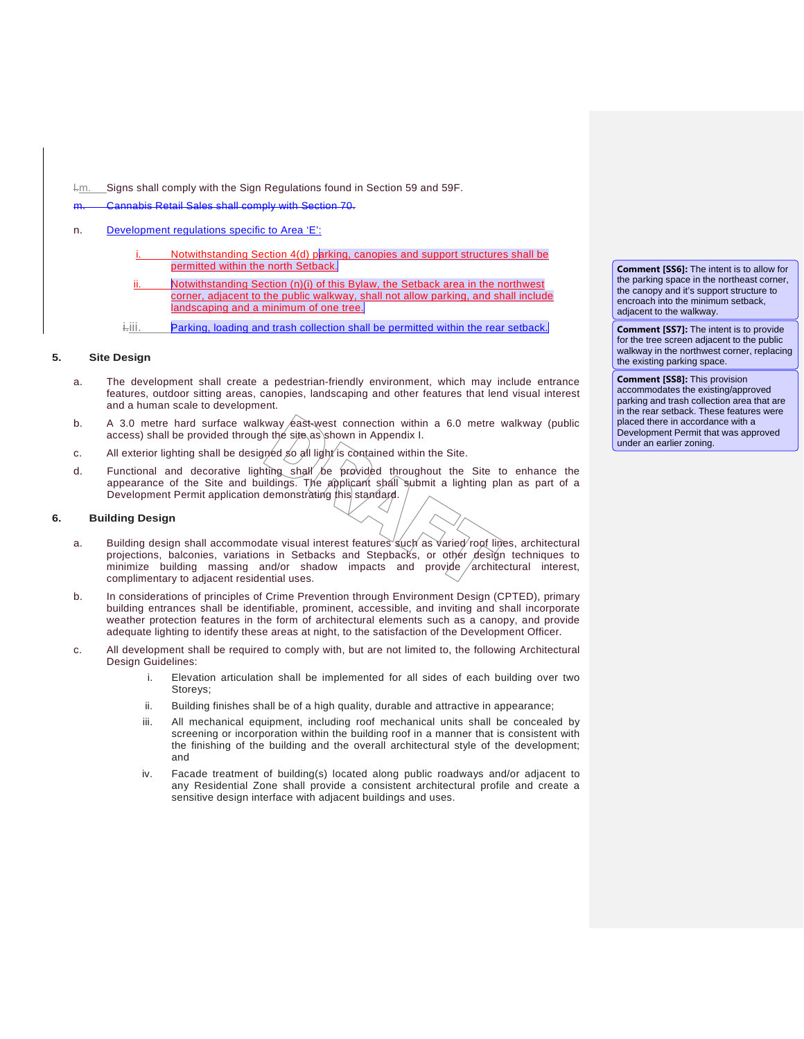l.m. Signs shall comply with the Sign Regulations found in Section 59 and 59F.

~~m. Cannabis Retail Sales shall comply with Section 70.~~

n. Development regulations specific to Area 'E':

   i. Notwithstanding Section 4(d) parking, canopies and support structures shall be permitted within the north Setback.

   ii. Notwithstanding Section (n)(i) of this Bylaw, the Setback area in the northwest corner, adjacent to the public walkway, shall not allow parking, and shall include landscaping and a minimum of one tree.

   i.iii. Parking, loading and trash collection shall be permitted within the rear setback.

**Comment [SS6]:** The intent is to allow for the parking space in the northeast corner, the canopy and it's support structure to encroach into the minimum setback, adjacent to the walkway.

**Comment [SS7]:** The intent is to provide for the tree screen adjacent to the public walkway in the northwest corner, replacing the existing parking space.

**Comment [SS8]:** This provision accommodates the existing/approved parking and trash collection area that are in the rear setback. These features were placed there in accordance with a Development Permit that was approved under an earlier zoning.

## 5. Site Design

a. The development shall create a pedestrian-friendly environment, which may include entrance features, outdoor sitting areas, canopies, landscaping and other features that lend visual interest and a human scale to development.

b. A 3.0 metre hard surface walkway east-west connection within a 6.0 metre walkway (public access) shall be provided through the site as shown in Appendix I.

c. All exterior lighting shall be designed so all light is contained within the Site.

d. Functional and decorative lighting shall be provided throughout the Site to enhance the appearance of the Site and buildings. The applicant shall submit a lighting plan as part of a Development Permit application demonstrating this standard.

## 6. Building Design

a. Building design shall accommodate visual interest features such as varied roof lines, architectural projections, balconies, variations in Setbacks and Stepbacks, or other design techniques to minimize building massing and/or shadow impacts and provide architectural interest, complimentary to adjacent residential uses.

b. In considerations of principles of Crime Prevention through Environment Design (CPTED), primary building entrances shall be identifiable, prominent, accessible, and inviting and shall incorporate weather protection features in the form of architectural elements such as a canopy, and provide adequate lighting to identify these areas at night, to the satisfaction of the Development Officer.

c. All development shall be required to comply with, but are not limited to, the following Architectural Design Guidelines:

   i. Elevation articulation shall be implemented for all sides of each building over two Storeys;

   ii. Building finishes shall be of a high quality, durable and attractive in appearance;

   iii. All mechanical equipment, including roof mechanical units shall be concealed by screening or incorporation within the building roof in a manner that is consistent with the finishing of the building and the overall architectural style of the development; and

   iv. Facade treatment of building(s) located along public roadways and/or adjacent to any Residential Zone shall provide a consistent architectural profile and create a sensitive design interface with adjacent buildings and uses.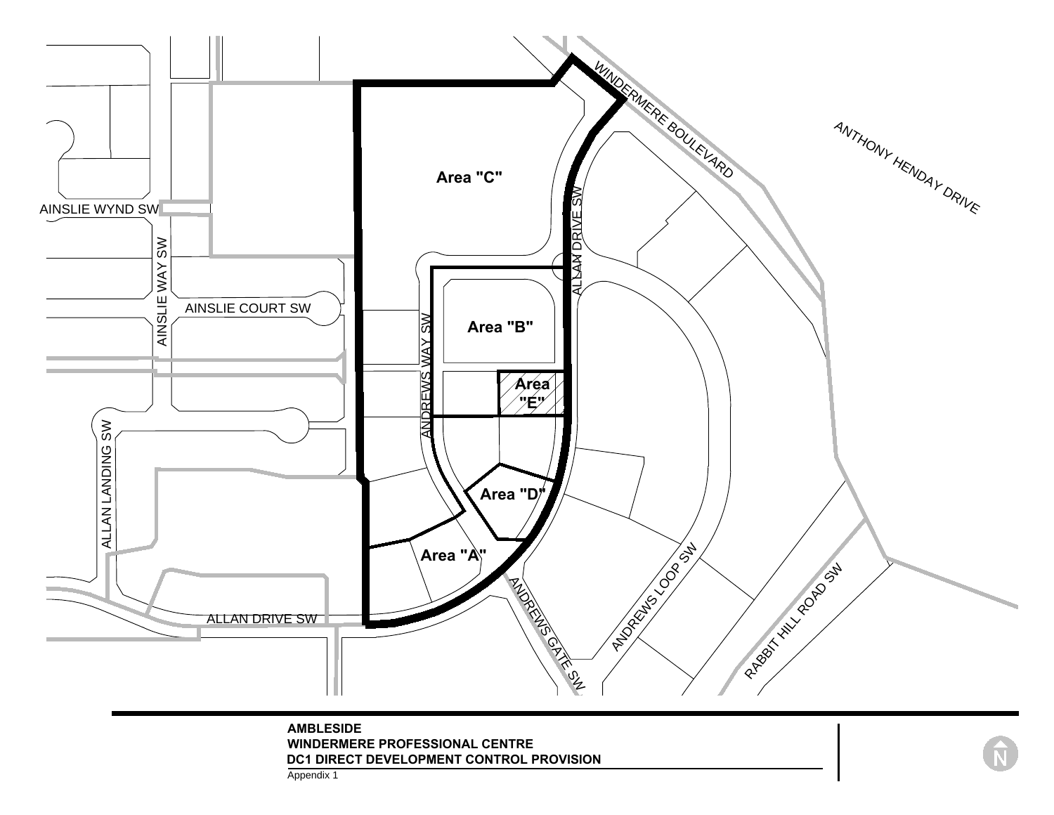Area "C"

Area "B"

Area "E"

Area "D"

Area "A"

WINDERMERE BOULEVARD

ANTHONY HENDAY DRIVE

AINSLIE WYND SW

AINSLIE WAY SW

AINSLIE COURT SW

ANDREWS WAY SW

ALLAN DRIVE SW

ALLAN LANDING SW

ANDREWS GATE SW

ANDREWS LOOP SW

RABBIT HILL ROAD SW

**AMBLESIDE**
**WINDERMERE PROFESSIONAL CENTRE**
**DC1 DIRECT DEVELOPMENT CONTROL PROVISION**

Appendix 1

N